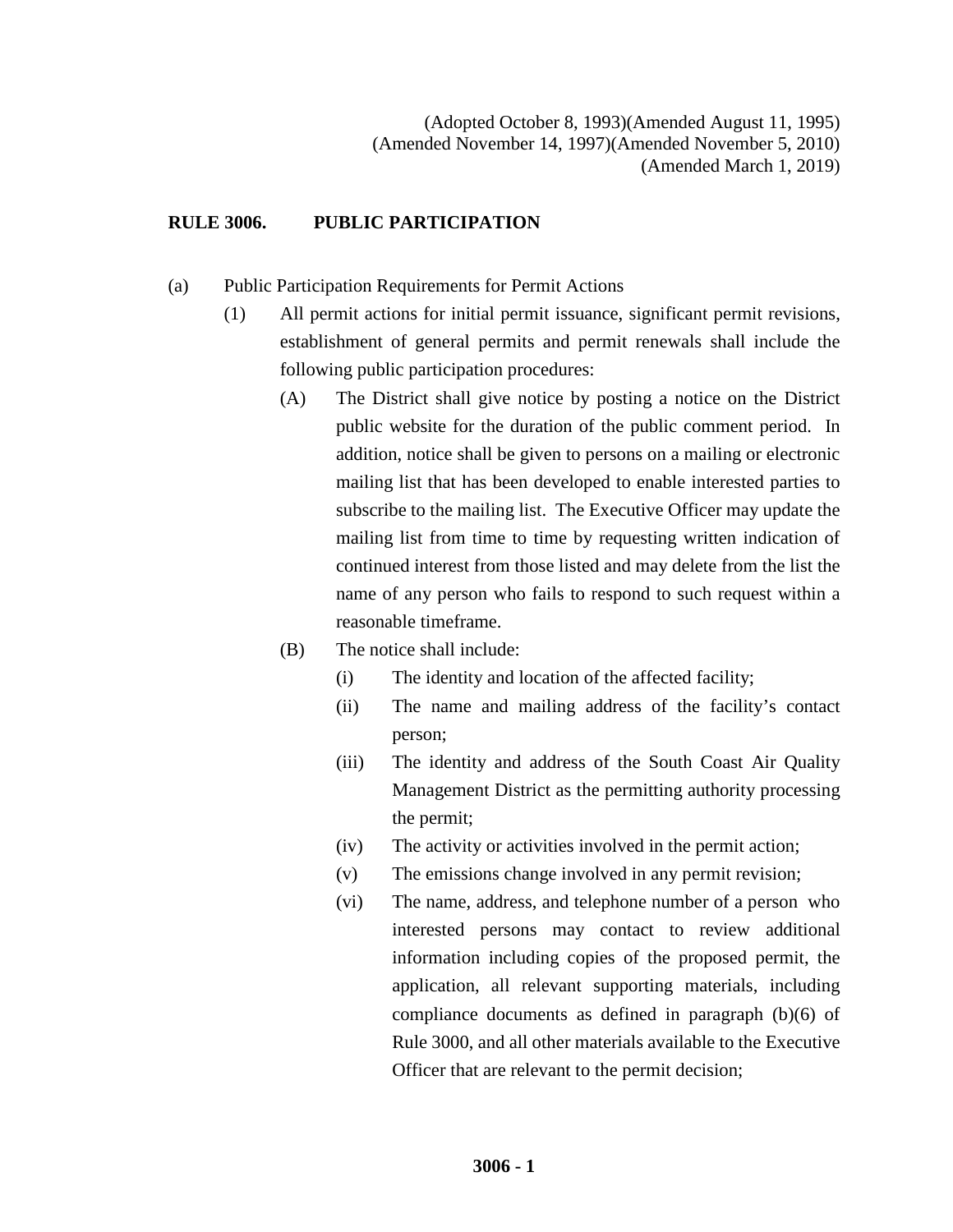(Adopted October 8, 1993)(Amended August 11, 1995)
(Amended November 14, 1997)(Amended November 5, 2010)
(Amended March 1, 2019)

## RULE 3006. PUBLIC PARTICIPATION

(a) Public Participation Requirements for Permit Actions

(1) All permit actions for initial permit issuance, significant permit revisions, establishment of general permits and permit renewals shall include the following public participation procedures:

(A) The District shall give notice by posting a notice on the District public website for the duration of the public comment period. In addition, notice shall be given to persons on a mailing or electronic mailing list that has been developed to enable interested parties to subscribe to the mailing list. The Executive Officer may update the mailing list from time to time by requesting written indication of continued interest from those listed and may delete from the list the name of any person who fails to respond to such request within a reasonable timeframe.

(B) The notice shall include:

(i) The identity and location of the affected facility;

(ii) The name and mailing address of the facility's contact person;

(iii) The identity and address of the South Coast Air Quality Management District as the permitting authority processing the permit;

(iv) The activity or activities involved in the permit action;

(v) The emissions change involved in any permit revision;

(vi) The name, address, and telephone number of a person who interested persons may contact to review additional information including copies of the proposed permit, the application, all relevant supporting materials, including compliance documents as defined in paragraph (b)(6) of Rule 3000, and all other materials available to the Executive Officer that are relevant to the permit decision;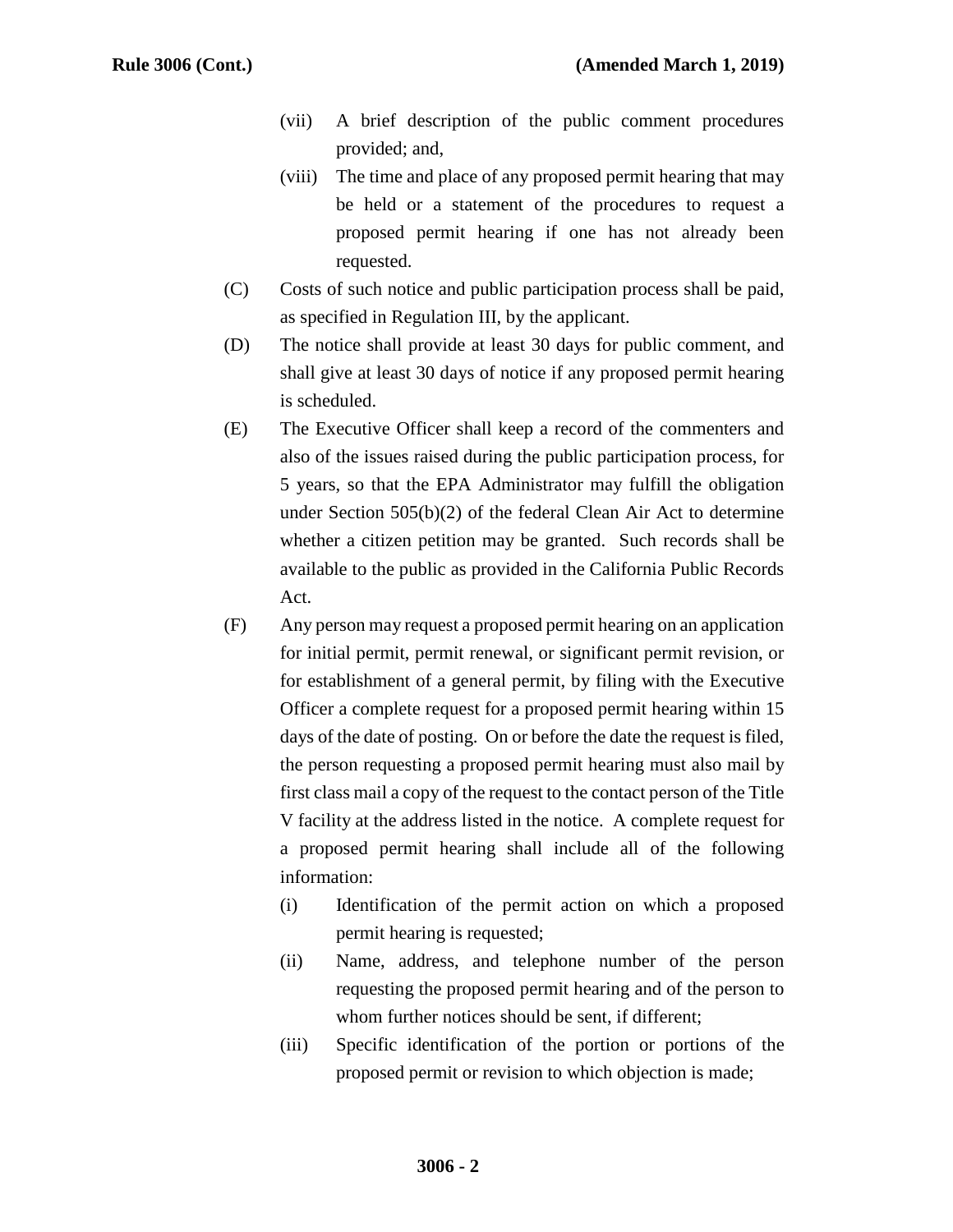(vii) A brief description of the public comment procedures provided; and,

(viii) The time and place of any proposed permit hearing that may be held or a statement of the procedures to request a proposed permit hearing if one has not already been requested.

(C) Costs of such notice and public participation process shall be paid, as specified in Regulation III, by the applicant.

(D) The notice shall provide at least 30 days for public comment, and shall give at least 30 days of notice if any proposed permit hearing is scheduled.

(E) The Executive Officer shall keep a record of the commenters and also of the issues raised during the public participation process, for 5 years, so that the EPA Administrator may fulfill the obligation under Section 505(b)(2) of the federal Clean Air Act to determine whether a citizen petition may be granted. Such records shall be available to the public as provided in the California Public Records Act.

(F) Any person may request a proposed permit hearing on an application for initial permit, permit renewal, or significant permit revision, or for establishment of a general permit, by filing with the Executive Officer a complete request for a proposed permit hearing within 15 days of the date of posting. On or before the date the request is filed, the person requesting a proposed permit hearing must also mail by first class mail a copy of the request to the contact person of the Title V facility at the address listed in the notice. A complete request for a proposed permit hearing shall include all of the following information:

(i) Identification of the permit action on which a proposed permit hearing is requested;

(ii) Name, address, and telephone number of the person requesting the proposed permit hearing and of the person to whom further notices should be sent, if different;

(iii) Specific identification of the portion or portions of the proposed permit or revision to which objection is made;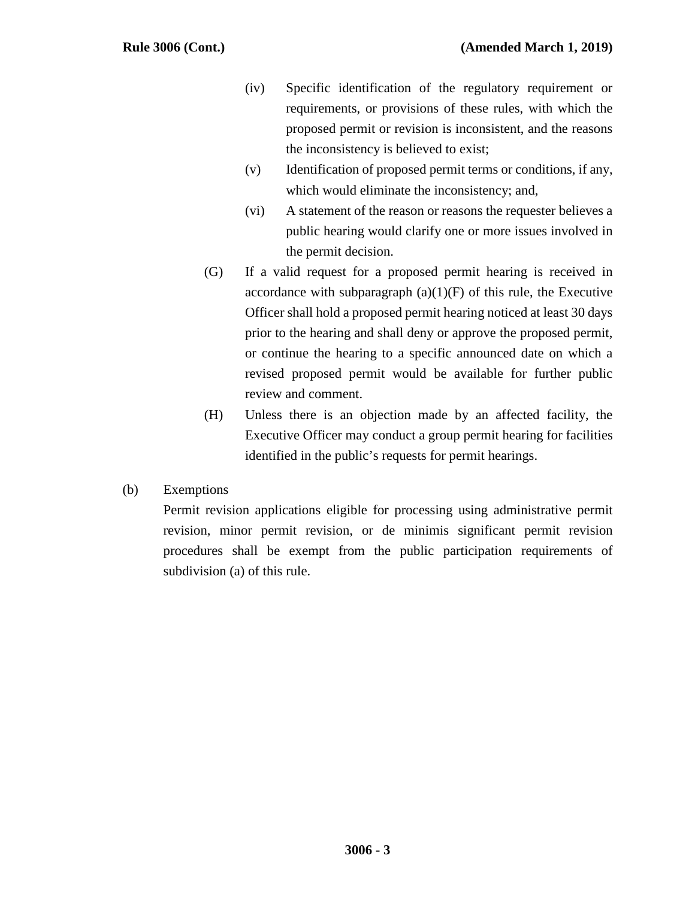(iv) Specific identification of the regulatory requirement or requirements, or provisions of these rules, with which the proposed permit or revision is inconsistent, and the reasons the inconsistency is believed to exist;

(v) Identification of proposed permit terms or conditions, if any, which would eliminate the inconsistency; and,

(vi) A statement of the reason or reasons the requester believes a public hearing would clarify one or more issues involved in the permit decision.

(G) If a valid request for a proposed permit hearing is received in accordance with subparagraph (a)(1)(F) of this rule, the Executive Officer shall hold a proposed permit hearing noticed at least 30 days prior to the hearing and shall deny or approve the proposed permit, or continue the hearing to a specific announced date on which a revised proposed permit would be available for further public review and comment.

(H) Unless there is an objection made by an affected facility, the Executive Officer may conduct a group permit hearing for facilities identified in the public's requests for permit hearings.

(b) Exemptions

Permit revision applications eligible for processing using administrative permit revision, minor permit revision, or de minimis significant permit revision procedures shall be exempt from the public participation requirements of subdivision (a) of this rule.